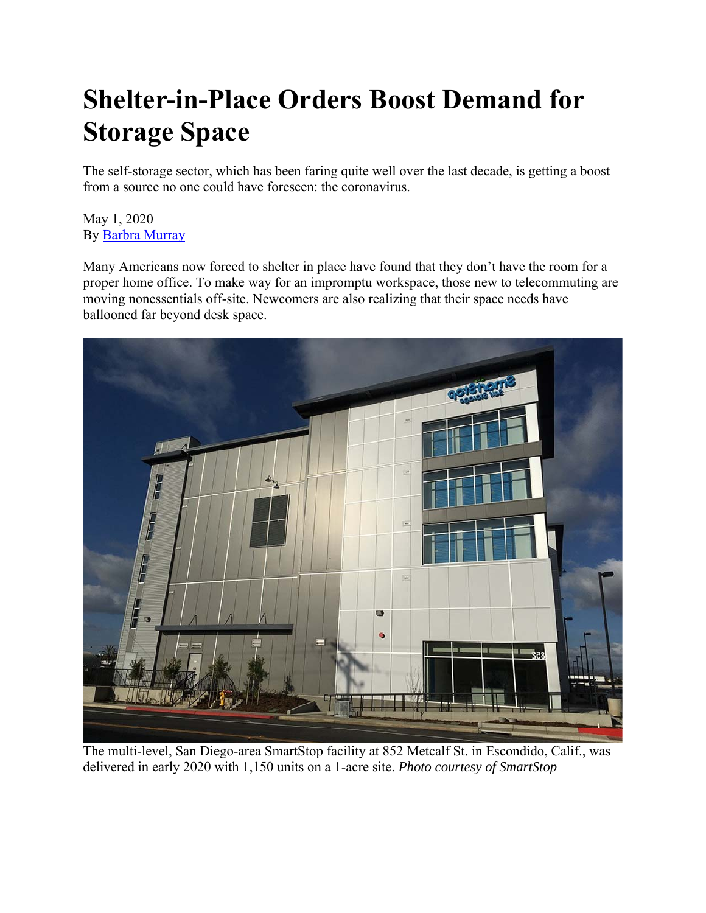# Shelter-in-Place Orders Boost Demand for Storage Space

The self-storage sector, which has been faring quite well over the last decade, is getting a boost from a source no one could have foreseen: the coronavirus.

May 1, 2020
By Barbra Murray

Many Americans now forced to shelter in place have found that they don't have the room for a proper home office. To make way for an impromptu workspace, those new to telecommuting are moving nonessentials off-site. Newcomers are also realizing that their space needs have ballooned far beyond desk space.

The multi-level, San Diego-area SmartStop facility at 852 Metcalf St. in Escondido, Calif., was delivered in early 2020 with 1,150 units on a 1-acre site. *Photo courtesy of SmartStop*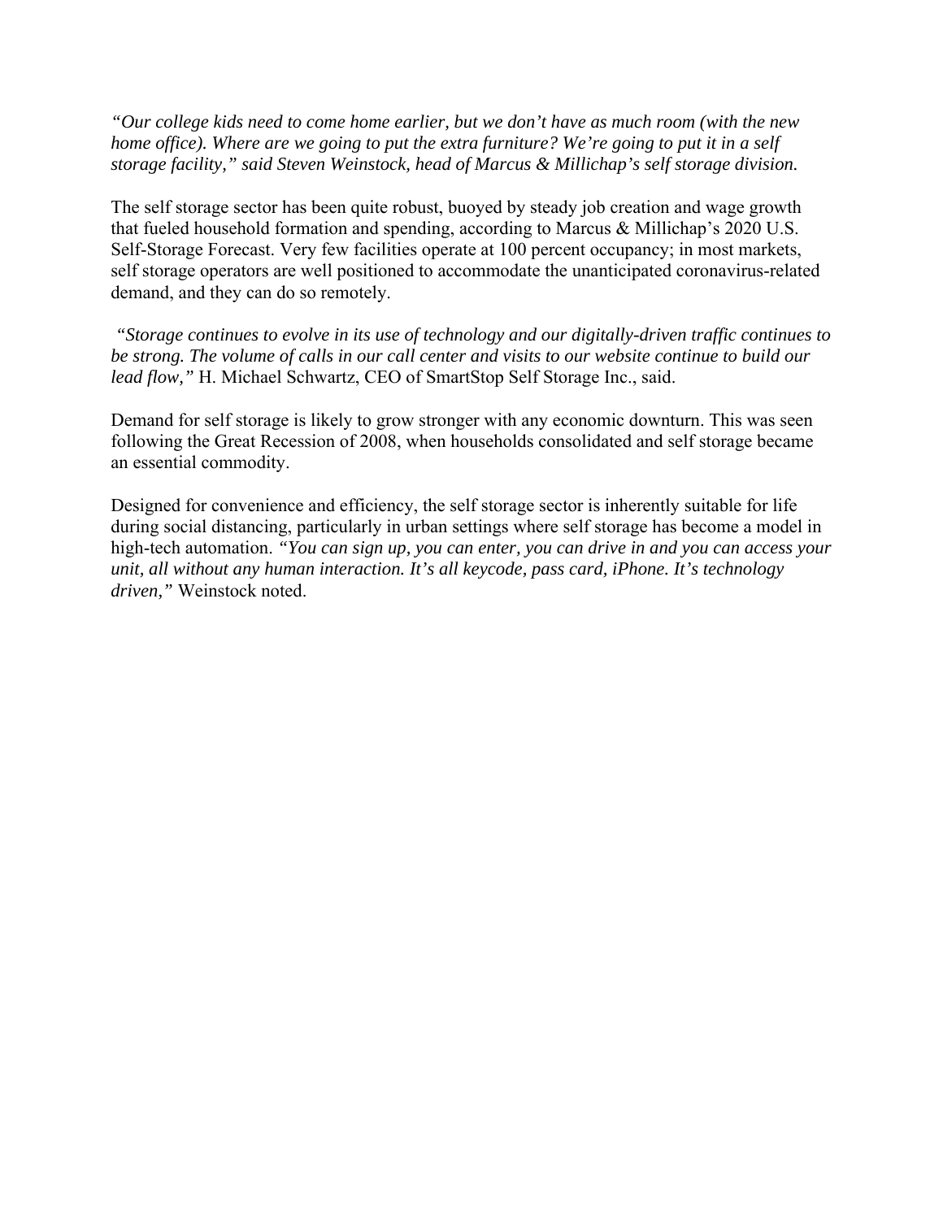*"Our college kids need to come home earlier, but we don't have as much room (with the new home office). Where are we going to put the extra furniture? We're going to put it in a self storage facility," said Steven Weinstock, head of Marcus & Millichap's self storage division.*

The self storage sector has been quite robust, buoyed by steady job creation and wage growth that fueled household formation and spending, according to Marcus & Millichap's 2020 U.S. Self-Storage Forecast. Very few facilities operate at 100 percent occupancy; in most markets, self storage operators are well positioned to accommodate the unanticipated coronavirus-related demand, and they can do so remotely.

*"Storage continues to evolve in its use of technology and our digitally-driven traffic continues to be strong. The volume of calls in our call center and visits to our website continue to build our lead flow,"* H. Michael Schwartz, CEO of SmartStop Self Storage Inc., said.

Demand for self storage is likely to grow stronger with any economic downturn. This was seen following the Great Recession of 2008, when households consolidated and self storage became an essential commodity.

Designed for convenience and efficiency, the self storage sector is inherently suitable for life during social distancing, particularly in urban settings where self storage has become a model in high-tech automation. *"You can sign up, you can enter, you can drive in and you can access your unit, all without any human interaction. It's all keycode, pass card, iPhone. It's technology driven,"* Weinstock noted.